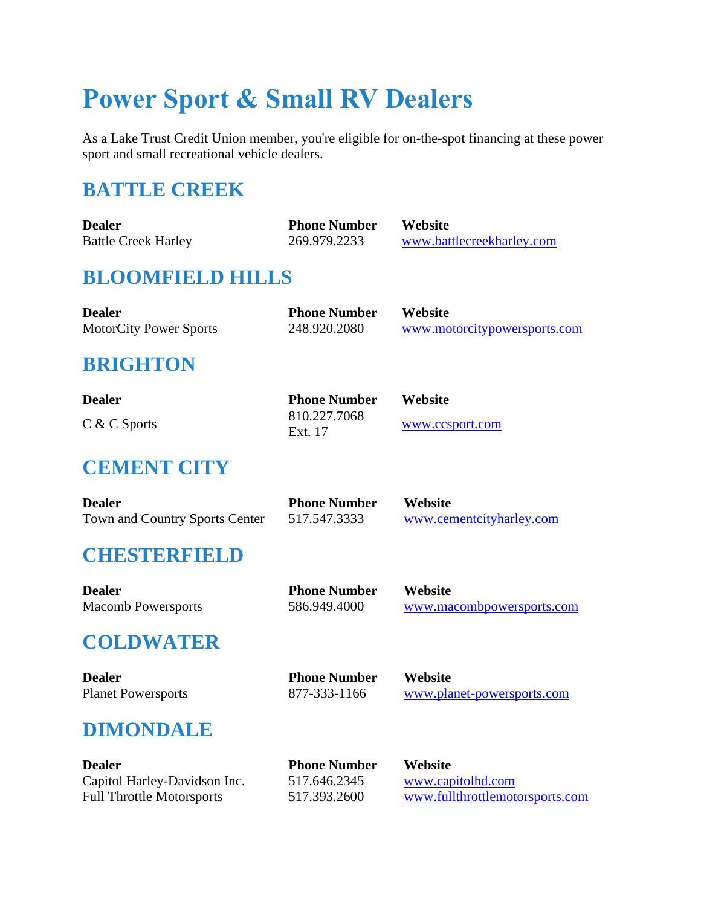# Power Sport & Small RV Dealers

As a Lake Trust Credit Union member, you're eligible for on-the-spot financing at these power sport and small recreational vehicle dealers.

## BATTLE CREEK

| Dealer | Phone Number | Website |
| --- | --- | --- |
| Battle Creek Harley | 269.979.2233 | www.battlecreekharley.com |

## BLOOMFIELD HILLS

| Dealer | Phone Number | Website |
| --- | --- | --- |
| MotorCity Power Sports | 248.920.2080 | www.motorcitypowersports.com |

## BRIGHTON

| Dealer | Phone Number | Website |
| --- | --- | --- |
| C & C Sports | 810.227.7068 Ext. 17 | www.ccsport.com |

## CEMENT CITY

| Dealer | Phone Number | Website |
| --- | --- | --- |
| Town and Country Sports Center | 517.547.3333 | www.cementcityharley.com |

## CHESTERFIELD

| Dealer | Phone Number | Website |
| --- | --- | --- |
| Macomb Powersports | 586.949.4000 | www.macombpowersports.com |

## COLDWATER

| Dealer | Phone Number | Website |
| --- | --- | --- |
| Planet Powersports | 877-333-1166 | www.planet-powersports.com |

## DIMONDALE

| Dealer | Phone Number | Website |
| --- | --- | --- |
| Capitol Harley-Davidson Inc. | 517.646.2345 | www.capitolhd.com |
| Full Throttle Motorsports | 517.393.2600 | www.fullthrottlemotorsports.com |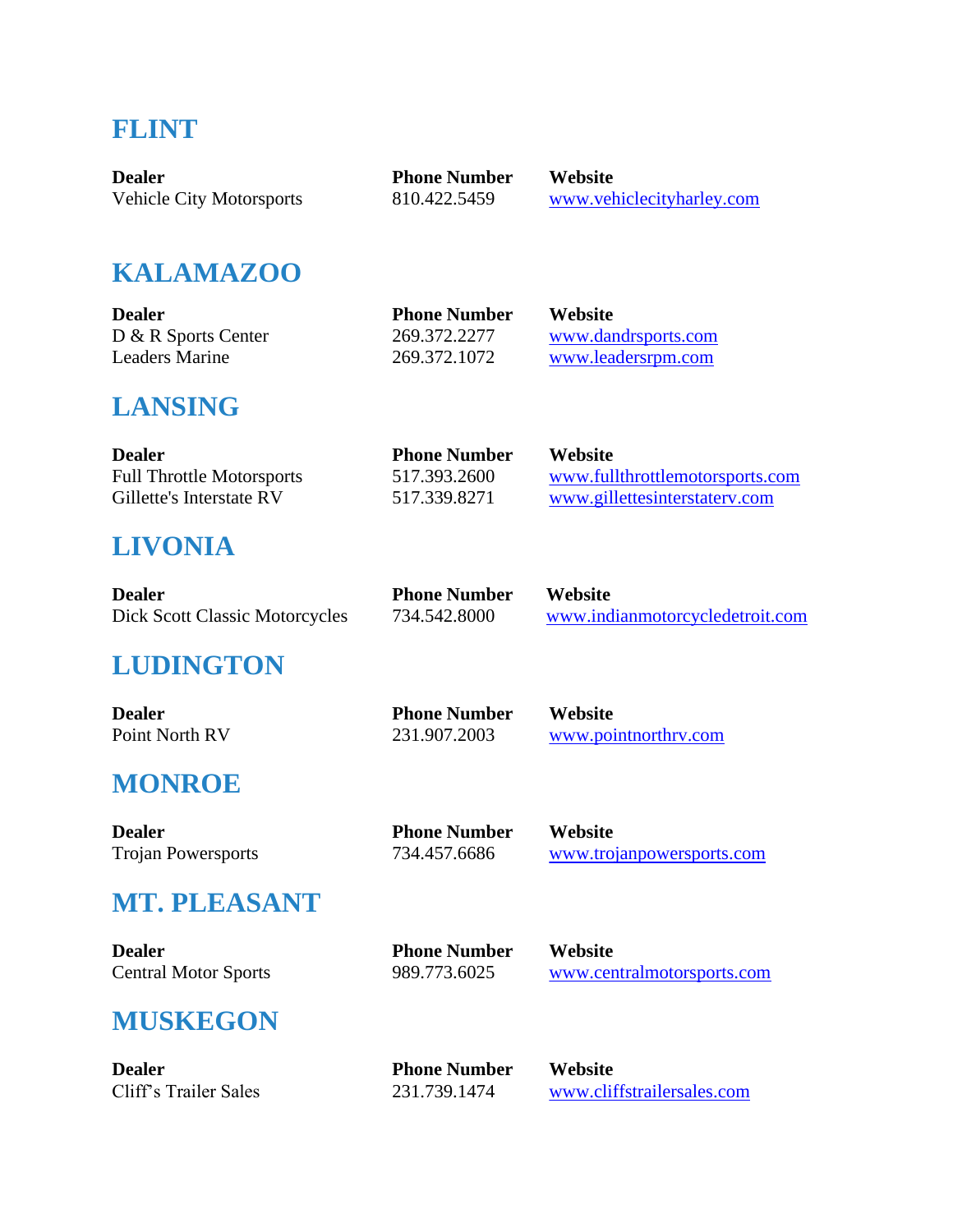## FLINT

| Dealer | Phone Number | Website |
|---|---|---|
| Vehicle City Motorsports | 810.422.5459 | www.vehiclecityharley.com |

## KALAMAZOO

| Dealer | Phone Number | Website |
|---|---|---|
| D & R Sports Center | 269.372.2277 | www.dandrsports.com |
| Leaders Marine | 269.372.1072 | www.leadersrpm.com |

## LANSING

| Dealer | Phone Number | Website |
|---|---|---|
| Full Throttle Motorsports | 517.393.2600 | www.fullthrottlemotorsports.com |
| Gillette's Interstate RV | 517.339.8271 | www.gillettesinterstaterv.com |

## LIVONIA

| Dealer | Phone Number | Website |
|---|---|---|
| Dick Scott Classic Motorcycles | 734.542.8000 | www.indianmotorcycledetroit.com |

## LUDINGTON

| Dealer | Phone Number | Website |
|---|---|---|
| Point North RV | 231.907.2003 | www.pointnorthrv.com |

## MONROE

| Dealer | Phone Number | Website |
|---|---|---|
| Trojan Powersports | 734.457.6686 | www.trojanpowersports.com |

## MT. PLEASANT

| Dealer | Phone Number | Website |
|---|---|---|
| Central Motor Sports | 989.773.6025 | www.centralmotorsports.com |

## MUSKEGON

| Dealer | Phone Number | Website |
|---|---|---|
| Cliff's Trailer Sales | 231.739.1474 | www.cliffstrailersales.com |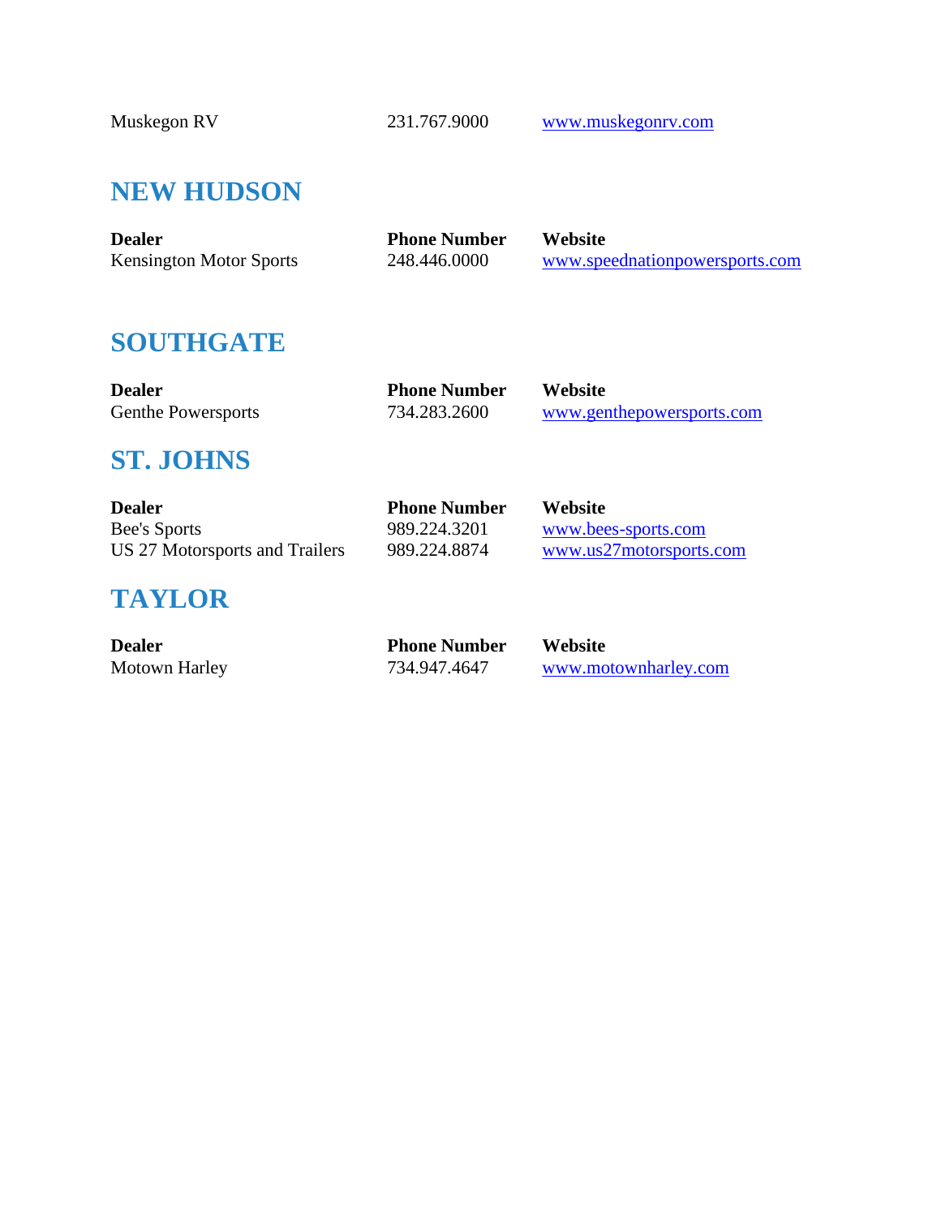| | | |
|---|---|---|
| Muskegon RV | 231.767.9000 | www.muskegonrv.com |

## NEW HUDSON

| Dealer | Phone Number | Website |
|---|---|---|
| Kensington Motor Sports | 248.446.0000 | www.speednationpowersports.com |

## SOUTHGATE

| Dealer | Phone Number | Website |
|---|---|---|
| Genthe Powersports | 734.283.2600 | www.genthepowersports.com |

## ST. JOHNS

| Dealer | Phone Number | Website |
|---|---|---|
| Bee's Sports | 989.224.3201 | www.bees-sports.com |
| US 27 Motorsports and Trailers | 989.224.8874 | www.us27motorsports.com |

## TAYLOR

| Dealer | Phone Number | Website |
|---|---|---|
| Motown Harley | 734.947.4647 | www.motownharley.com |